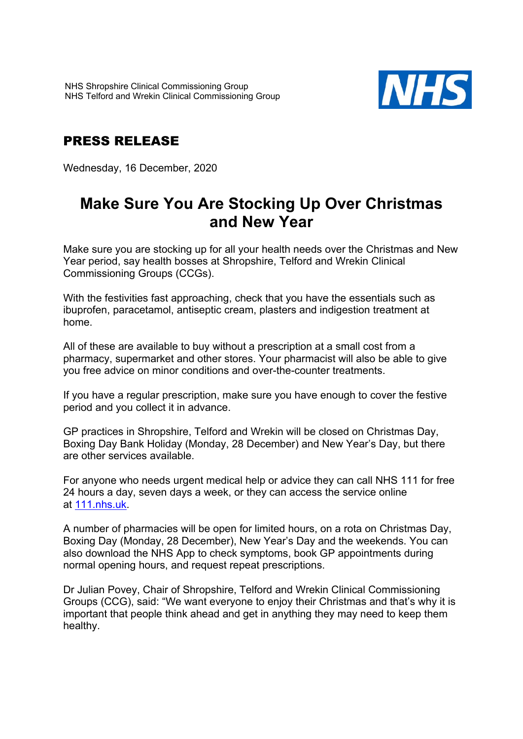NHS Shropshire Clinical Commissioning Group
NHS Telford and Wrekin Clinical Commissioning Group

NHS

## PRESS RELEASE

Wednesday, 16 December, 2020

# Make Sure You Are Stocking Up Over Christmas and New Year

Make sure you are stocking up for all your health needs over the Christmas and New Year period, say health bosses at Shropshire, Telford and Wrekin Clinical Commissioning Groups (CCGs).

With the festivities fast approaching, check that you have the essentials such as ibuprofen, paracetamol, antiseptic cream, plasters and indigestion treatment at home.

All of these are available to buy without a prescription at a small cost from a pharmacy, supermarket and other stores. Your pharmacist will also be able to give you free advice on minor conditions and over-the-counter treatments.

If you have a regular prescription, make sure you have enough to cover the festive period and you collect it in advance.

GP practices in Shropshire, Telford and Wrekin will be closed on Christmas Day, Boxing Day Bank Holiday (Monday, 28 December) and New Year's Day, but there are other services available.

For anyone who needs urgent medical help or advice they can call NHS 111 for free 24 hours a day, seven days a week, or they can access the service online at [111.nhs.uk](111.nhs.uk).

A number of pharmacies will be open for limited hours, on a rota on Christmas Day, Boxing Day (Monday, 28 December), New Year's Day and the weekends. You can also download the NHS App to check symptoms, book GP appointments during normal opening hours, and request repeat prescriptions.

Dr Julian Povey, Chair of Shropshire, Telford and Wrekin Clinical Commissioning Groups (CCG), said: "We want everyone to enjoy their Christmas and that's why it is important that people think ahead and get in anything they may need to keep them healthy.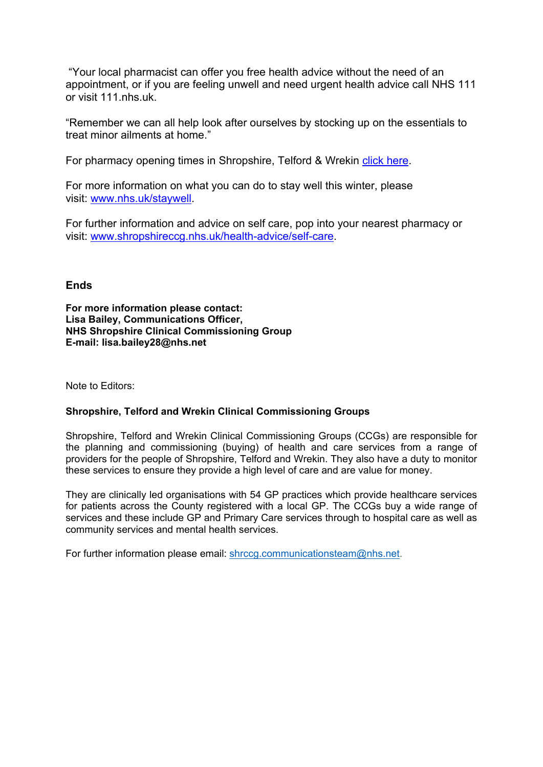"Your local pharmacist can offer you free health advice without the need of an appointment, or if you are feeling unwell and need urgent health advice call NHS 111 or visit 111.nhs.uk.

"Remember we can all help look after ourselves by stocking up on the essentials to treat minor ailments at home."

For pharmacy opening times in Shropshire, Telford & Wrekin click here.

For more information on what you can do to stay well this winter, please visit: www.nhs.uk/staywell.

For further information and advice on self care, pop into your nearest pharmacy or visit: www.shropshireccg.nhs.uk/health-advice/self-care.

**Ends**

**For more information please contact:**
**Lisa Bailey, Communications Officer,**
**NHS Shropshire Clinical Commissioning Group**
**E-mail: lisa.bailey28@nhs.net**

Note to Editors:

**Shropshire, Telford and Wrekin Clinical Commissioning Groups**

Shropshire, Telford and Wrekin Clinical Commissioning Groups (CCGs) are responsible for the planning and commissioning (buying) of health and care services from a range of providers for the people of Shropshire, Telford and Wrekin. They also have a duty to monitor these services to ensure they provide a high level of care and are value for money.

They are clinically led organisations with 54 GP practices which provide healthcare services for patients across the County registered with a local GP. The CCGs buy a wide range of services and these include GP and Primary Care services through to hospital care as well as community services and mental health services.

For further information please email: shrccg.communicationsteam@nhs.net.